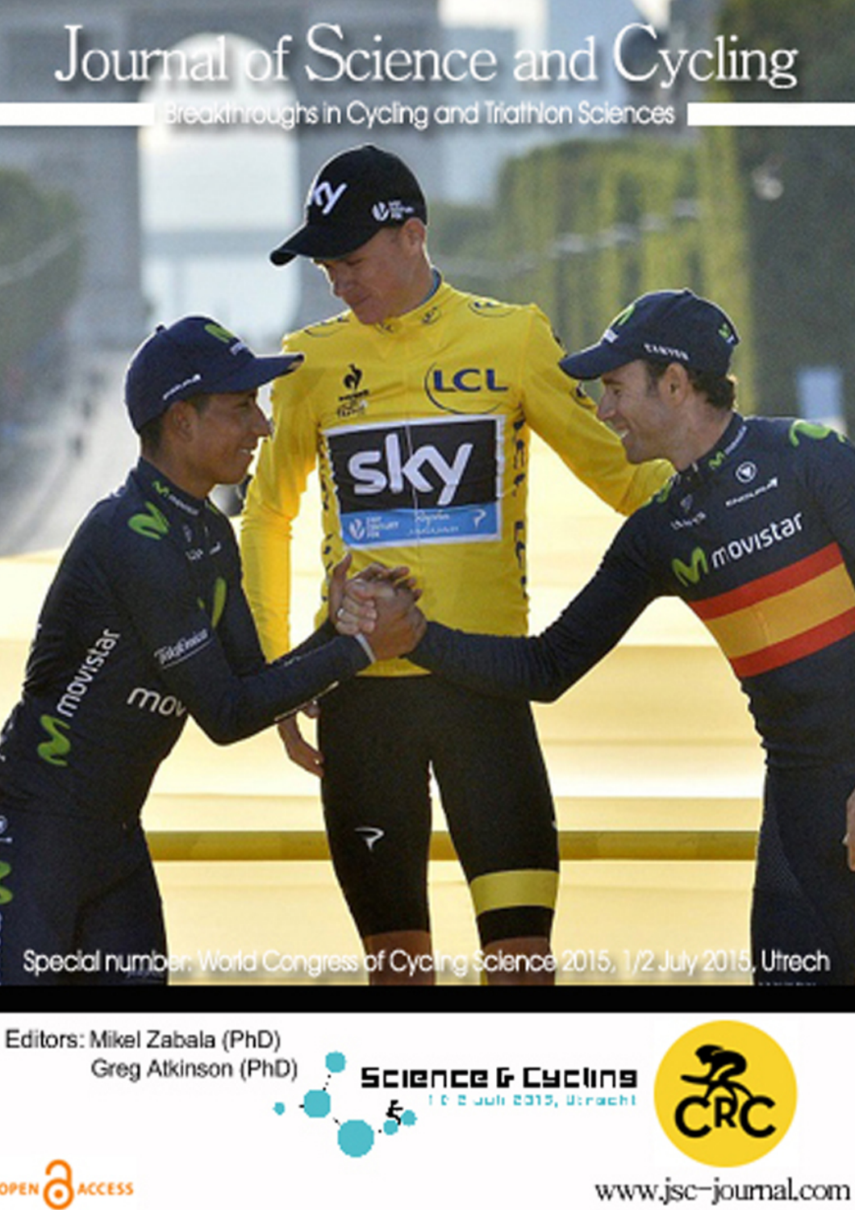# Journal of Science and Cycling

Breakthroughs in Cycling and Triathlon Sciences

Special number: World Congress of Cycling Science 2015, 1/2 July 2015, Utrech

Editors: Mikel Zabala (PhD)
Greg Atkinson (PhD)

Science & Cycling
1 & 2 juli 2015, Utrecht

CRC

OPEN ACCESS

www.jsc-journal.com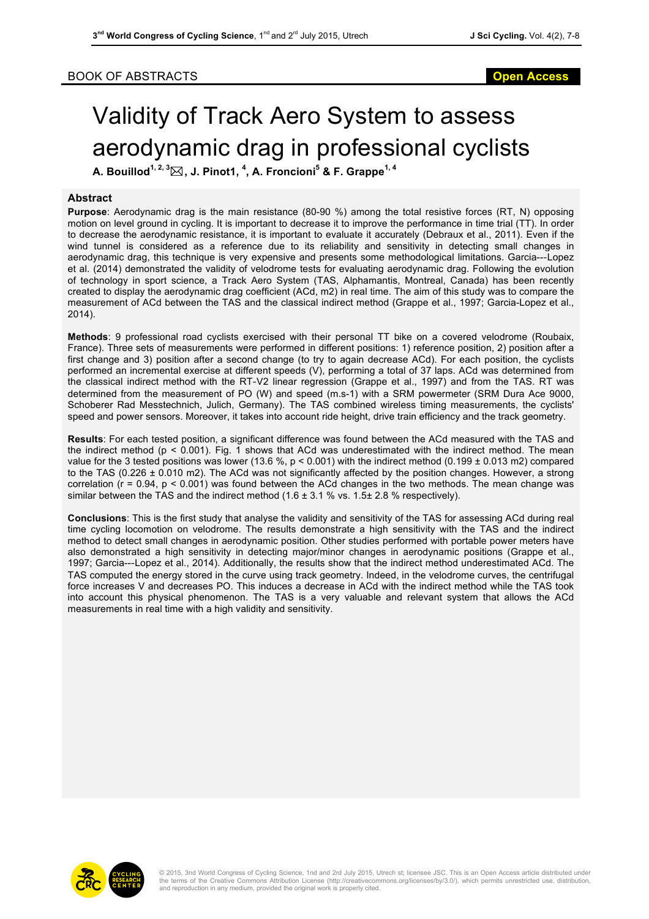BOOK OF ABSTRACTS

# Validity of Track Aero System to assess aerodynamic drag in professional cyclists

**A. Bouillod[1, 2, 3] ✉, J. Pinot1, [4], A. Froncioni[5] & F. Grappe[1, 4]**

## Abstract

**Purpose**: Aerodynamic drag is the main resistance (80-90 %) among the total resistive forces (RT, N) opposing motion on level ground in cycling. It is important to decrease it to improve the performance in time trial (TT). In order to decrease the aerodynamic resistance, it is important to evaluate it accurately (Debraux et al., 2011). Even if the wind tunnel is considered as a reference due to its reliability and sensitivity in detecting small changes in aerodynamic drag, this technique is very expensive and presents some methodological limitations. Garcia---Lopez et al. (2014) demonstrated the validity of velodrome tests for evaluating aerodynamic drag. Following the evolution of technology in sport science, a Track Aero System (TAS, Alphamantis, Montreal, Canada) has been recently created to display the aerodynamic drag coefficient (ACd, m2) in real time. The aim of this study was to compare the measurement of ACd between the TAS and the classical indirect method (Grappe et al., 1997; Garcia-Lopez et al., 2014).

**Methods**: 9 professional road cyclists exercised with their personal TT bike on a covered velodrome (Roubaix, France). Three sets of measurements were performed in different positions: 1) reference position, 2) position after a first change and 3) position after a second change (to try to again decrease ACd). For each position, the cyclists performed an incremental exercise at different speeds (V), performing a total of 37 laps. ACd was determined from the classical indirect method with the RT-V2 linear regression (Grappe et al., 1997) and from the TAS. RT was determined from the measurement of PO (W) and speed (m.s-1) with a SRM powermeter (SRM Dura Ace 9000, Schoberer Rad Messtechnich, Julich, Germany). The TAS combined wireless timing measurements, the cyclists' speed and power sensors. Moreover, it takes into account ride height, drive train efficiency and the track geometry.

**Results**: For each tested position, a significant difference was found between the ACd measured with the TAS and the indirect method ($p < 0.001$). Fig. 1 shows that ACd was underestimated with the indirect method. The mean value for the 3 tested positions was lower (13.6 %, $p < 0.001$) with the indirect method (0.199 ± 0.013 m2) compared to the TAS (0.226 ± 0.010 m2). The ACd was not significantly affected by the position changes. However, a strong correlation ($r = 0.94$, $p < 0.001$) was found between the ACd changes in the two methods. The mean change was similar between the TAS and the indirect method (1.6 ± 3.1 % vs. 1.5± 2.8 % respectively).

**Conclusions**: This is the first study that analyse the validity and sensitivity of the TAS for assessing ACd during real time cycling locomotion on velodrome. The results demonstrate a high sensitivity with the TAS and the indirect method to detect small changes in aerodynamic position. Other studies performed with portable power meters have also demonstrated a high sensitivity in detecting major/minor changes in aerodynamic positions (Grappe et al., 1997; Garcia---Lopez et al., 2014). Additionally, the results show that the indirect method underestimated ACd. The TAS computed the energy stored in the curve using track geometry. Indeed, in the velodrome curves, the centrifugal force increases V and decreases PO. This induces a decrease in ACd with the indirect method while the TAS took into account this physical phenomenon. The TAS is a very valuable and relevant system that allows the ACd measurements in real time with a high validity and sensitivity.

© 2015, 3nd World Congress of Cycling Science, 1nd and 2rd July 2015, Utrech st; licensee JSC. This is an Open Access article distributed under the terms of the Creative Commons Attribution License (http://creativecommons.org/licenses/by/3.0/), which permits unrestricted use, distribution, and reproduction in any medium, provided the original work is properly cited.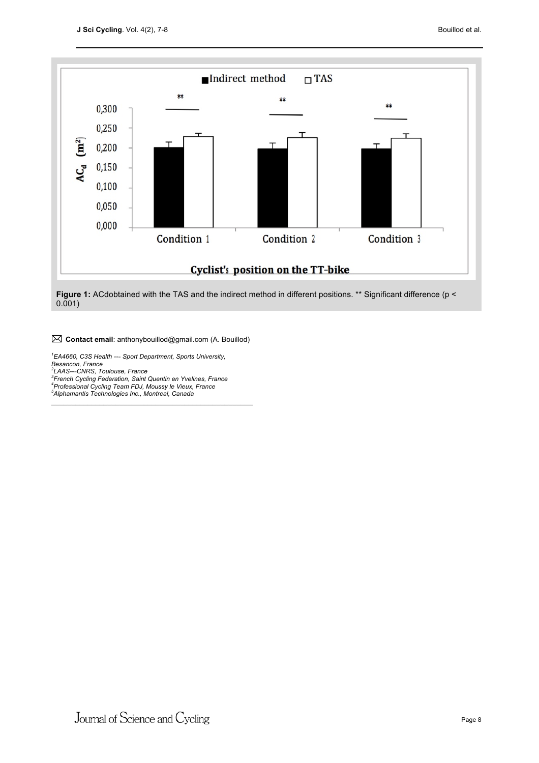■ Indirect method □ TAS

**

**

**

0,300

0,250

0,200

0,150

0,100

0,050

0,000

$AC_d$ ($m^2$)

Condition 1

Condition 2

Condition 3

Cyclist's position on the TT-bike

**Figure 1:** ACdobtained with the TAS and the indirect method in different positions. ** Significant difference ($p < 0.001$)

✉ **Contact email**: anthonybouillod@gmail.com (A. Bouillod)

[1] *EA4660, C3S Health --- Sport Department, Sports University, Besancon, France*
[2] *LAAS---CNRS, Toulouse, France*
[3] *French Cycling Federation, Saint Quentin en Yvelines, France*
[4] *Professional Cycling Team FDJ, Moussy le Vieux, France*
[5] *Alphamantis Technologies Inc., Montreal, Canada*